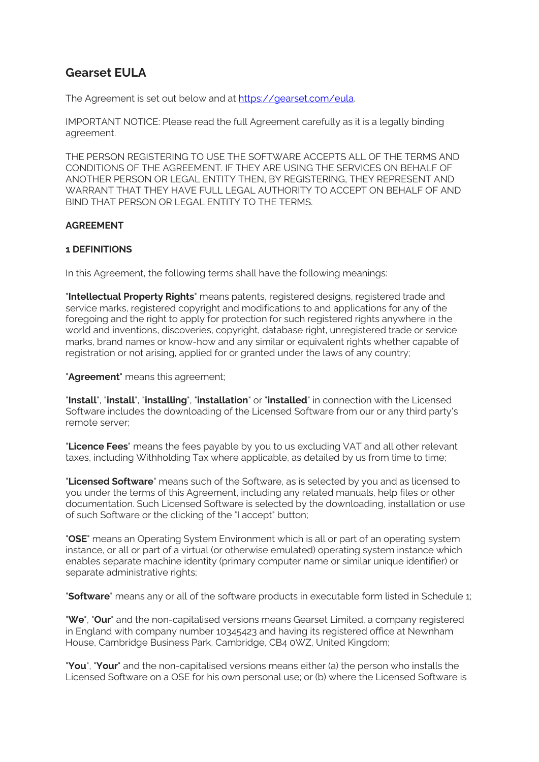# Gearset EULA

The Agreement is set out below and at [https://gearset.com/eula](https://gearset.com/eula).

IMPORTANT NOTICE: Please read the full Agreement carefully as it is a legally binding agreement.

THE PERSON REGISTERING TO USE THE SOFTWARE ACCEPTS ALL OF THE TERMS AND CONDITIONS OF THE AGREEMENT. IF THEY ARE USING THE SERVICES ON BEHALF OF ANOTHER PERSON OR LEGAL ENTITY THEN, BY REGISTERING, THEY REPRESENT AND WARRANT THAT THEY HAVE FULL LEGAL AUTHORITY TO ACCEPT ON BEHALF OF AND BIND THAT PERSON OR LEGAL ENTITY TO THE TERMS.

**AGREEMENT**

**1 DEFINITIONS**

In this Agreement, the following terms shall have the following meanings:

"**Intellectual Property Rights**" means patents, registered designs, registered trade and service marks, registered copyright and modifications to and applications for any of the foregoing and the right to apply for protection for such registered rights anywhere in the world and inventions, discoveries, copyright, database right, unregistered trade or service marks, brand names or know-how and any similar or equivalent rights whether capable of registration or not arising, applied for or granted under the laws of any country;

"**Agreement**" means this agreement;

"**Install**", "**install**", "**installing**", "**installation**" or "**installed**" in connection with the Licensed Software includes the downloading of the Licensed Software from our or any third party's remote server;

"**Licence Fees**" means the fees payable by you to us excluding VAT and all other relevant taxes, including Withholding Tax where applicable, as detailed by us from time to time;

"**Licensed Software**" means such of the Software, as is selected by you and as licensed to you under the terms of this Agreement, including any related manuals, help files or other documentation. Such Licensed Software is selected by the downloading, installation or use of such Software or the clicking of the "I accept" button;

"**OSE**" means an Operating System Environment which is all or part of an operating system instance, or all or part of a virtual (or otherwise emulated) operating system instance which enables separate machine identity (primary computer name or similar unique identifier) or separate administrative rights;

"**Software**" means any or all of the software products in executable form listed in Schedule 1;

"**We**", "**Our**" and the non-capitalised versions means Gearset Limited, a company registered in England with company number 10345423 and having its registered office at Newnham House, Cambridge Business Park, Cambridge, CB4 0WZ, United Kingdom;

"**You**", "**Your**" and the non-capitalised versions means either (a) the person who installs the Licensed Software on a OSE for his own personal use; or (b) where the Licensed Software is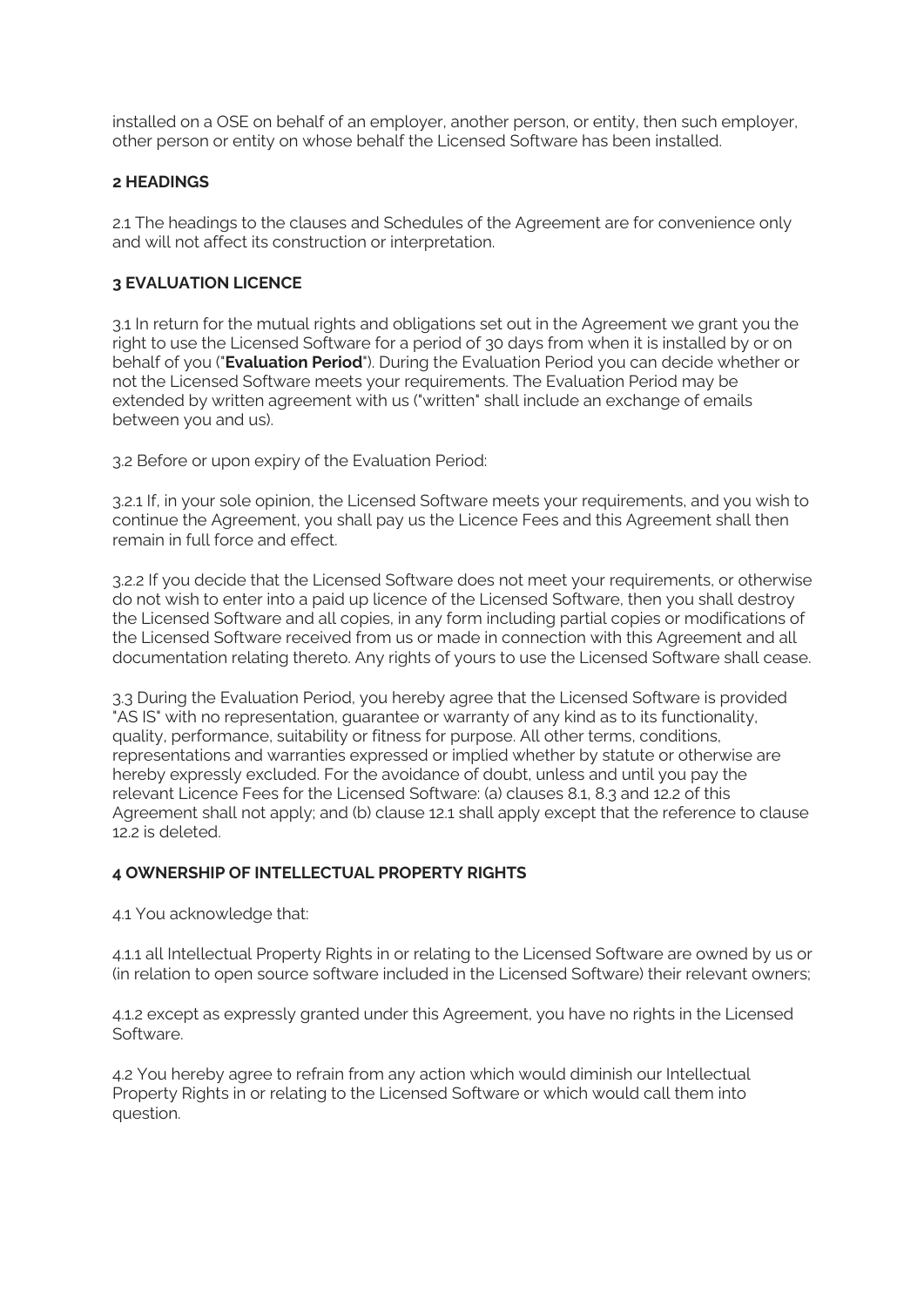installed on a OSE on behalf of an employer, another person, or entity, then such employer, other person or entity on whose behalf the Licensed Software has been installed.

### 2 HEADINGS

2.1 The headings to the clauses and Schedules of the Agreement are for convenience only and will not affect its construction or interpretation.

### 3 EVALUATION LICENCE

3.1 In return for the mutual rights and obligations set out in the Agreement we grant you the right to use the Licensed Software for a period of 30 days from when it is installed by or on behalf of you ("**Evaluation Period**"). During the Evaluation Period you can decide whether or not the Licensed Software meets your requirements. The Evaluation Period may be extended by written agreement with us ("written" shall include an exchange of emails between you and us).

3.2 Before or upon expiry of the Evaluation Period:

3.2.1 If, in your sole opinion, the Licensed Software meets your requirements, and you wish to continue the Agreement, you shall pay us the Licence Fees and this Agreement shall then remain in full force and effect.

3.2.2 If you decide that the Licensed Software does not meet your requirements, or otherwise do not wish to enter into a paid up licence of the Licensed Software, then you shall destroy the Licensed Software and all copies, in any form including partial copies or modifications of the Licensed Software received from us or made in connection with this Agreement and all documentation relating thereto. Any rights of yours to use the Licensed Software shall cease.

3.3 During the Evaluation Period, you hereby agree that the Licensed Software is provided "AS IS" with no representation, guarantee or warranty of any kind as to its functionality, quality, performance, suitability or fitness for purpose. All other terms, conditions, representations and warranties expressed or implied whether by statute or otherwise are hereby expressly excluded. For the avoidance of doubt, unless and until you pay the relevant Licence Fees for the Licensed Software: (a) clauses 8.1, 8.3 and 12.2 of this Agreement shall not apply; and (b) clause 12.1 shall apply except that the reference to clause 12.2 is deleted.

### 4 OWNERSHIP OF INTELLECTUAL PROPERTY RIGHTS

4.1 You acknowledge that:

4.1.1 all Intellectual Property Rights in or relating to the Licensed Software are owned by us or (in relation to open source software included in the Licensed Software) their relevant owners;

4.1.2 except as expressly granted under this Agreement, you have no rights in the Licensed Software.

4.2 You hereby agree to refrain from any action which would diminish our Intellectual Property Rights in or relating to the Licensed Software or which would call them into question.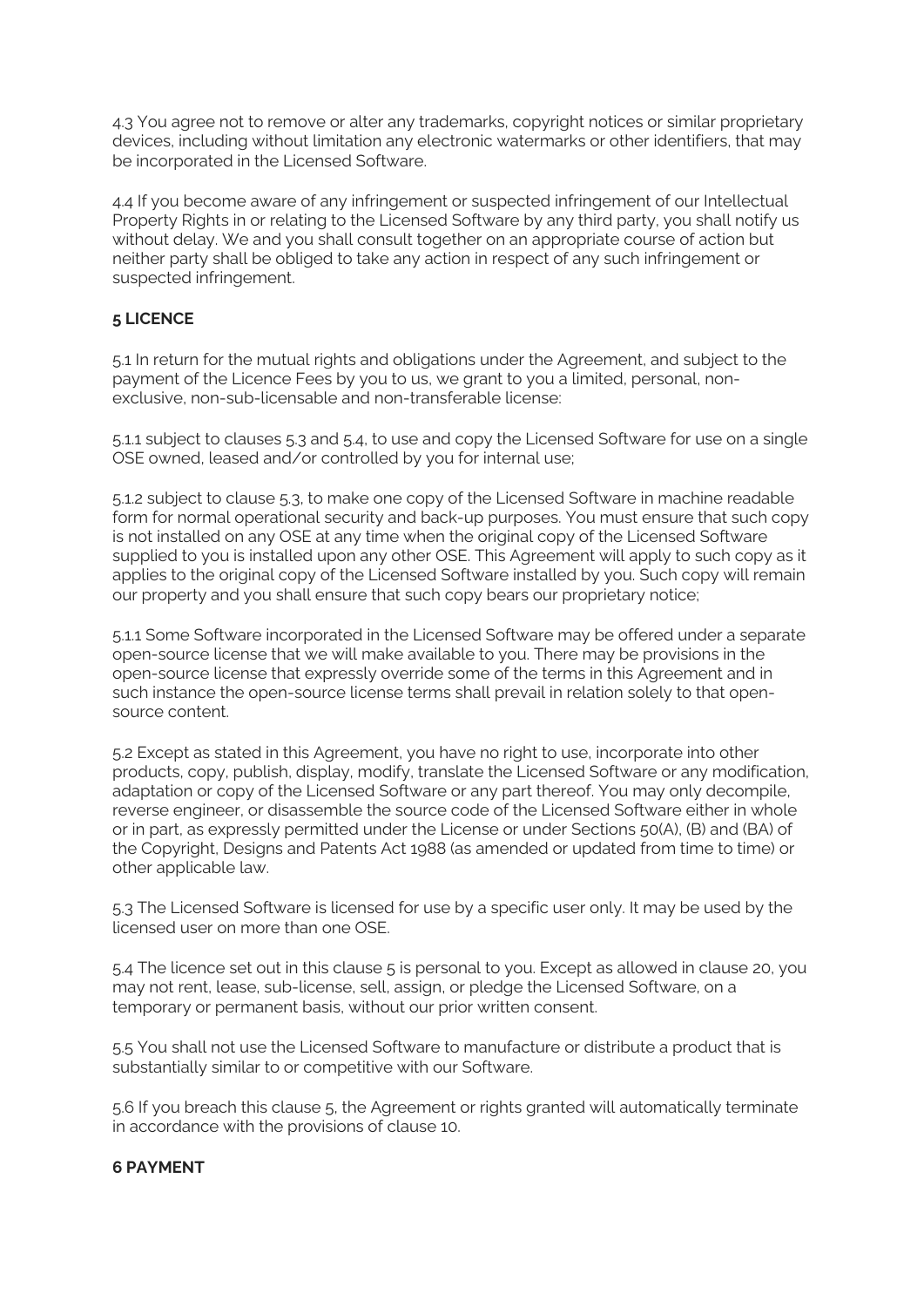4.3 You agree not to remove or alter any trademarks, copyright notices or similar proprietary devices, including without limitation any electronic watermarks or other identifiers, that may be incorporated in the Licensed Software.

4.4 If you become aware of any infringement or suspected infringement of our Intellectual Property Rights in or relating to the Licensed Software by any third party, you shall notify us without delay. We and you shall consult together on an appropriate course of action but neither party shall be obliged to take any action in respect of any such infringement or suspected infringement.

**5 LICENCE**

5.1 In return for the mutual rights and obligations under the Agreement, and subject to the payment of the Licence Fees by you to us, we grant to you a limited, personal, non-exclusive, non-sub-licensable and non-transferable license:

5.1.1 subject to clauses 5.3 and 5.4, to use and copy the Licensed Software for use on a single OSE owned, leased and/or controlled by you for internal use;

5.1.2 subject to clause 5.3, to make one copy of the Licensed Software in machine readable form for normal operational security and back-up purposes. You must ensure that such copy is not installed on any OSE at any time when the original copy of the Licensed Software supplied to you is installed upon any other OSE. This Agreement will apply to such copy as it applies to the original copy of the Licensed Software installed by you. Such copy will remain our property and you shall ensure that such copy bears our proprietary notice;

5.1.1 Some Software incorporated in the Licensed Software may be offered under a separate open-source license that we will make available to you. There may be provisions in the open-source license that expressly override some of the terms in this Agreement and in such instance the open-source license terms shall prevail in relation solely to that open-source content.

5.2 Except as stated in this Agreement, you have no right to use, incorporate into other products, copy, publish, display, modify, translate the Licensed Software or any modification, adaptation or copy of the Licensed Software or any part thereof. You may only decompile, reverse engineer, or disassemble the source code of the Licensed Software either in whole or in part, as expressly permitted under the License or under Sections 50(A), (B) and (BA) of the Copyright, Designs and Patents Act 1988 (as amended or updated from time to time) or other applicable law.

5.3 The Licensed Software is licensed for use by a specific user only. It may be used by the licensed user on more than one OSE.

5.4 The licence set out in this clause 5 is personal to you. Except as allowed in clause 20, you may not rent, lease, sub-license, sell, assign, or pledge the Licensed Software, on a temporary or permanent basis, without our prior written consent.

5.5 You shall not use the Licensed Software to manufacture or distribute a product that is substantially similar to or competitive with our Software.

5.6 If you breach this clause 5, the Agreement or rights granted will automatically terminate in accordance with the provisions of clause 10.

**6 PAYMENT**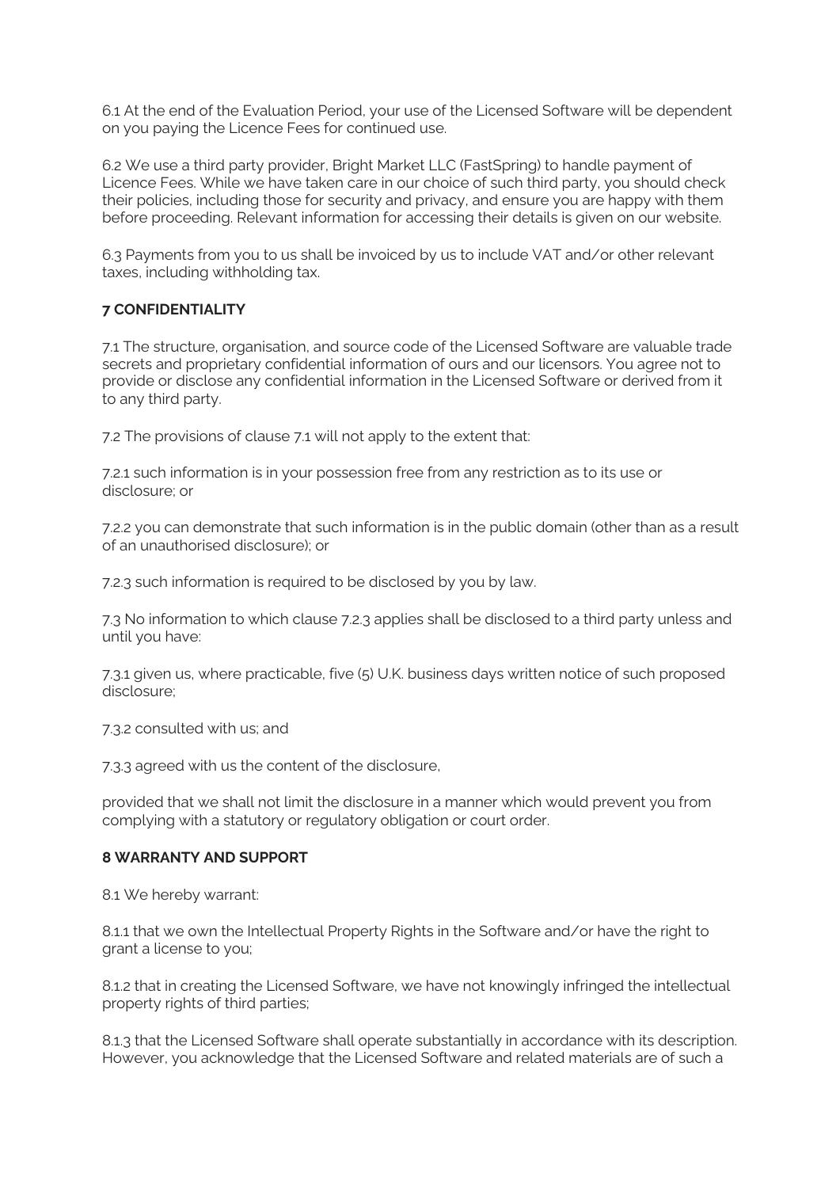6.1 At the end of the Evaluation Period, your use of the Licensed Software will be dependent on you paying the Licence Fees for continued use.

6.2 We use a third party provider, Bright Market LLC (FastSpring) to handle payment of Licence Fees. While we have taken care in our choice of such third party, you should check their policies, including those for security and privacy, and ensure you are happy with them before proceeding. Relevant information for accessing their details is given on our website.

6.3 Payments from you to us shall be invoiced by us to include VAT and/or other relevant taxes, including withholding tax.

## 7 CONFIDENTIALITY

7.1 The structure, organisation, and source code of the Licensed Software are valuable trade secrets and proprietary confidential information of ours and our licensors. You agree not to provide or disclose any confidential information in the Licensed Software or derived from it to any third party.

7.2 The provisions of clause 7.1 will not apply to the extent that:

7.2.1 such information is in your possession free from any restriction as to its use or disclosure; or

7.2.2 you can demonstrate that such information is in the public domain (other than as a result of an unauthorised disclosure); or

7.2.3 such information is required to be disclosed by you by law.

7.3 No information to which clause 7.2.3 applies shall be disclosed to a third party unless and until you have:

7.3.1 given us, where practicable, five (5) U.K. business days written notice of such proposed disclosure;

7.3.2 consulted with us; and

7.3.3 agreed with us the content of the disclosure,

provided that we shall not limit the disclosure in a manner which would prevent you from complying with a statutory or regulatory obligation or court order.

## 8 WARRANTY AND SUPPORT

8.1 We hereby warrant:

8.1.1 that we own the Intellectual Property Rights in the Software and/or have the right to grant a license to you;

8.1.2 that in creating the Licensed Software, we have not knowingly infringed the intellectual property rights of third parties;

8.1.3 that the Licensed Software shall operate substantially in accordance with its description. However, you acknowledge that the Licensed Software and related materials are of such a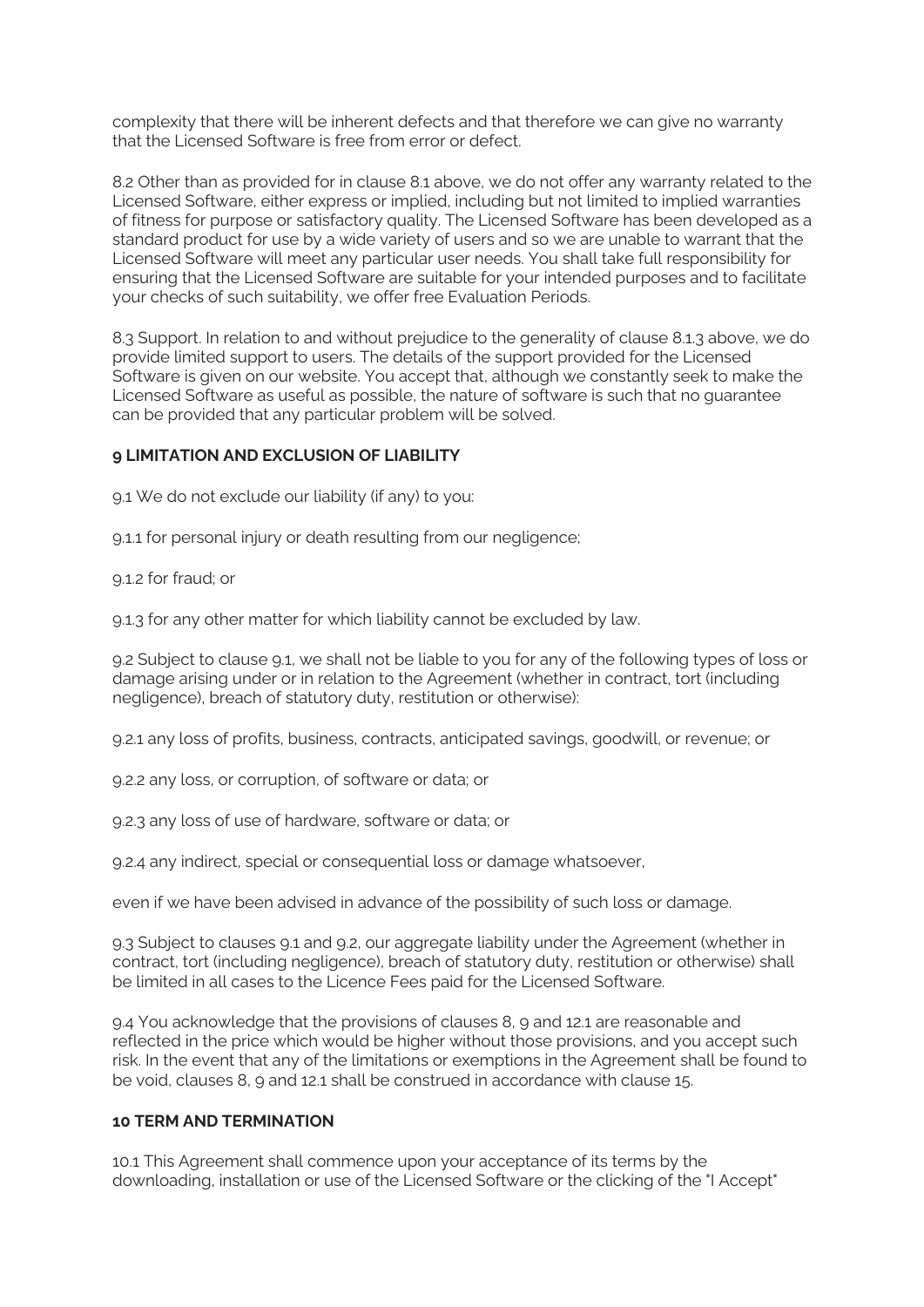complexity that there will be inherent defects and that therefore we can give no warranty that the Licensed Software is free from error or defect.

8.2 Other than as provided for in clause 8.1 above, we do not offer any warranty related to the Licensed Software, either express or implied, including but not limited to implied warranties of fitness for purpose or satisfactory quality. The Licensed Software has been developed as a standard product for use by a wide variety of users and so we are unable to warrant that the Licensed Software will meet any particular user needs. You shall take full responsibility for ensuring that the Licensed Software are suitable for your intended purposes and to facilitate your checks of such suitability, we offer free Evaluation Periods.

8.3 Support. In relation to and without prejudice to the generality of clause 8.1.3 above, we do provide limited support to users. The details of the support provided for the Licensed Software is given on our website. You accept that, although we constantly seek to make the Licensed Software as useful as possible, the nature of software is such that no guarantee can be provided that any particular problem will be solved.

**9 LIMITATION AND EXCLUSION OF LIABILITY**

9.1 We do not exclude our liability (if any) to you:

9.1.1 for personal injury or death resulting from our negligence;

9.1.2 for fraud; or

9.1.3 for any other matter for which liability cannot be excluded by law.

9.2 Subject to clause 9.1, we shall not be liable to you for any of the following types of loss or damage arising under or in relation to the Agreement (whether in contract, tort (including negligence), breach of statutory duty, restitution or otherwise):

9.2.1 any loss of profits, business, contracts, anticipated savings, goodwill, or revenue; or

9.2.2 any loss, or corruption, of software or data; or

9.2.3 any loss of use of hardware, software or data; or

9.2.4 any indirect, special or consequential loss or damage whatsoever,

even if we have been advised in advance of the possibility of such loss or damage.

9.3 Subject to clauses 9.1 and 9.2, our aggregate liability under the Agreement (whether in contract, tort (including negligence), breach of statutory duty, restitution or otherwise) shall be limited in all cases to the Licence Fees paid for the Licensed Software.

9.4 You acknowledge that the provisions of clauses 8, 9 and 12.1 are reasonable and reflected in the price which would be higher without those provisions, and you accept such risk. In the event that any of the limitations or exemptions in the Agreement shall be found to be void, clauses 8, 9 and 12.1 shall be construed in accordance with clause 15.

**10 TERM AND TERMINATION**

10.1 This Agreement shall commence upon your acceptance of its terms by the downloading, installation or use of the Licensed Software or the clicking of the "I Accept"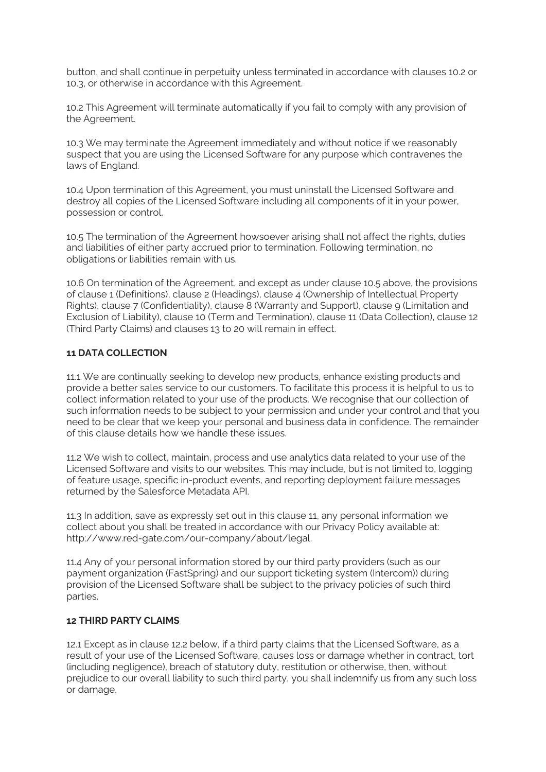button, and shall continue in perpetuity unless terminated in accordance with clauses 10.2 or 10.3, or otherwise in accordance with this Agreement.

10.2 This Agreement will terminate automatically if you fail to comply with any provision of the Agreement.

10.3 We may terminate the Agreement immediately and without notice if we reasonably suspect that you are using the Licensed Software for any purpose which contravenes the laws of England.

10.4 Upon termination of this Agreement, you must uninstall the Licensed Software and destroy all copies of the Licensed Software including all components of it in your power, possession or control.

10.5 The termination of the Agreement howsoever arising shall not affect the rights, duties and liabilities of either party accrued prior to termination. Following termination, no obligations or liabilities remain with us.

10.6 On termination of the Agreement, and except as under clause 10.5 above, the provisions of clause 1 (Definitions), clause 2 (Headings), clause 4 (Ownership of Intellectual Property Rights), clause 7 (Confidentiality), clause 8 (Warranty and Support), clause 9 (Limitation and Exclusion of Liability), clause 10 (Term and Termination), clause 11 (Data Collection), clause 12 (Third Party Claims) and clauses 13 to 20 will remain in effect.

**11 DATA COLLECTION**

11.1 We are continually seeking to develop new products, enhance existing products and provide a better sales service to our customers. To facilitate this process it is helpful to us to collect information related to your use of the products. We recognise that our collection of such information needs to be subject to your permission and under your control and that you need to be clear that we keep your personal and business data in confidence. The remainder of this clause details how we handle these issues.

11.2 We wish to collect, maintain, process and use analytics data related to your use of the Licensed Software and visits to our websites. This may include, but is not limited to, logging of feature usage, specific in-product events, and reporting deployment failure messages returned by the Salesforce Metadata API.

11.3 In addition, save as expressly set out in this clause 11, any personal information we collect about you shall be treated in accordance with our Privacy Policy available at: http://www.red-gate.com/our-company/about/legal.

11.4 Any of your personal information stored by our third party providers (such as our payment organization (FastSpring) and our support ticketing system (Intercom)) during provision of the Licensed Software shall be subject to the privacy policies of such third parties.

**12 THIRD PARTY CLAIMS**

12.1 Except as in clause 12.2 below, if a third party claims that the Licensed Software, as a result of your use of the Licensed Software, causes loss or damage whether in contract, tort (including negligence), breach of statutory duty, restitution or otherwise, then, without prejudice to our overall liability to such third party, you shall indemnify us from any such loss or damage.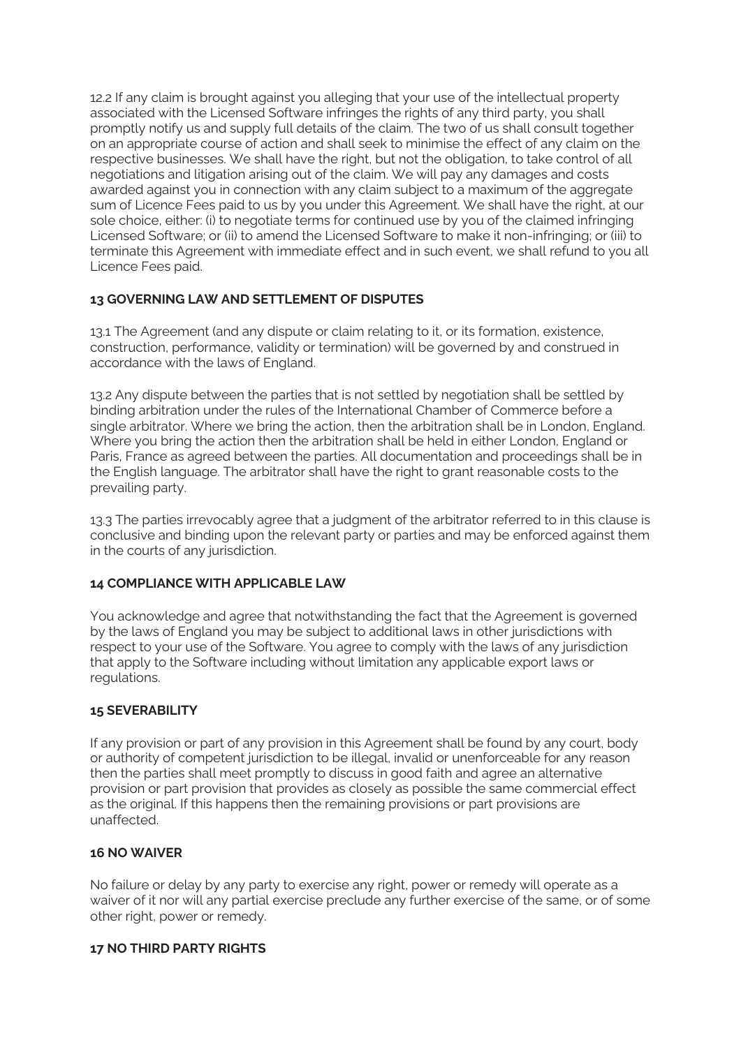12.2 If any claim is brought against you alleging that your use of the intellectual property associated with the Licensed Software infringes the rights of any third party, you shall promptly notify us and supply full details of the claim. The two of us shall consult together on an appropriate course of action and shall seek to minimise the effect of any claim on the respective businesses. We shall have the right, but not the obligation, to take control of all negotiations and litigation arising out of the claim. We will pay any damages and costs awarded against you in connection with any claim subject to a maximum of the aggregate sum of Licence Fees paid to us by you under this Agreement. We shall have the right, at our sole choice, either: (i) to negotiate terms for continued use by you of the claimed infringing Licensed Software; or (ii) to amend the Licensed Software to make it non-infringing; or (iii) to terminate this Agreement with immediate effect and in such event, we shall refund to you all Licence Fees paid.

**13 GOVERNING LAW AND SETTLEMENT OF DISPUTES**

13.1 The Agreement (and any dispute or claim relating to it, or its formation, existence, construction, performance, validity or termination) will be governed by and construed in accordance with the laws of England.

13.2 Any dispute between the parties that is not settled by negotiation shall be settled by binding arbitration under the rules of the International Chamber of Commerce before a single arbitrator. Where we bring the action, then the arbitration shall be in London, England. Where you bring the action then the arbitration shall be held in either London, England or Paris, France as agreed between the parties. All documentation and proceedings shall be in the English language. The arbitrator shall have the right to grant reasonable costs to the prevailing party.

13.3 The parties irrevocably agree that a judgment of the arbitrator referred to in this clause is conclusive and binding upon the relevant party or parties and may be enforced against them in the courts of any jurisdiction.

**14 COMPLIANCE WITH APPLICABLE LAW**

You acknowledge and agree that notwithstanding the fact that the Agreement is governed by the laws of England you may be subject to additional laws in other jurisdictions with respect to your use of the Software. You agree to comply with the laws of any jurisdiction that apply to the Software including without limitation any applicable export laws or regulations.

**15 SEVERABILITY**

If any provision or part of any provision in this Agreement shall be found by any court, body or authority of competent jurisdiction to be illegal, invalid or unenforceable for any reason then the parties shall meet promptly to discuss in good faith and agree an alternative provision or part provision that provides as closely as possible the same commercial effect as the original. If this happens then the remaining provisions or part provisions are unaffected.

**16 NO WAIVER**

No failure or delay by any party to exercise any right, power or remedy will operate as a waiver of it nor will any partial exercise preclude any further exercise of the same, or of some other right, power or remedy.

**17 NO THIRD PARTY RIGHTS**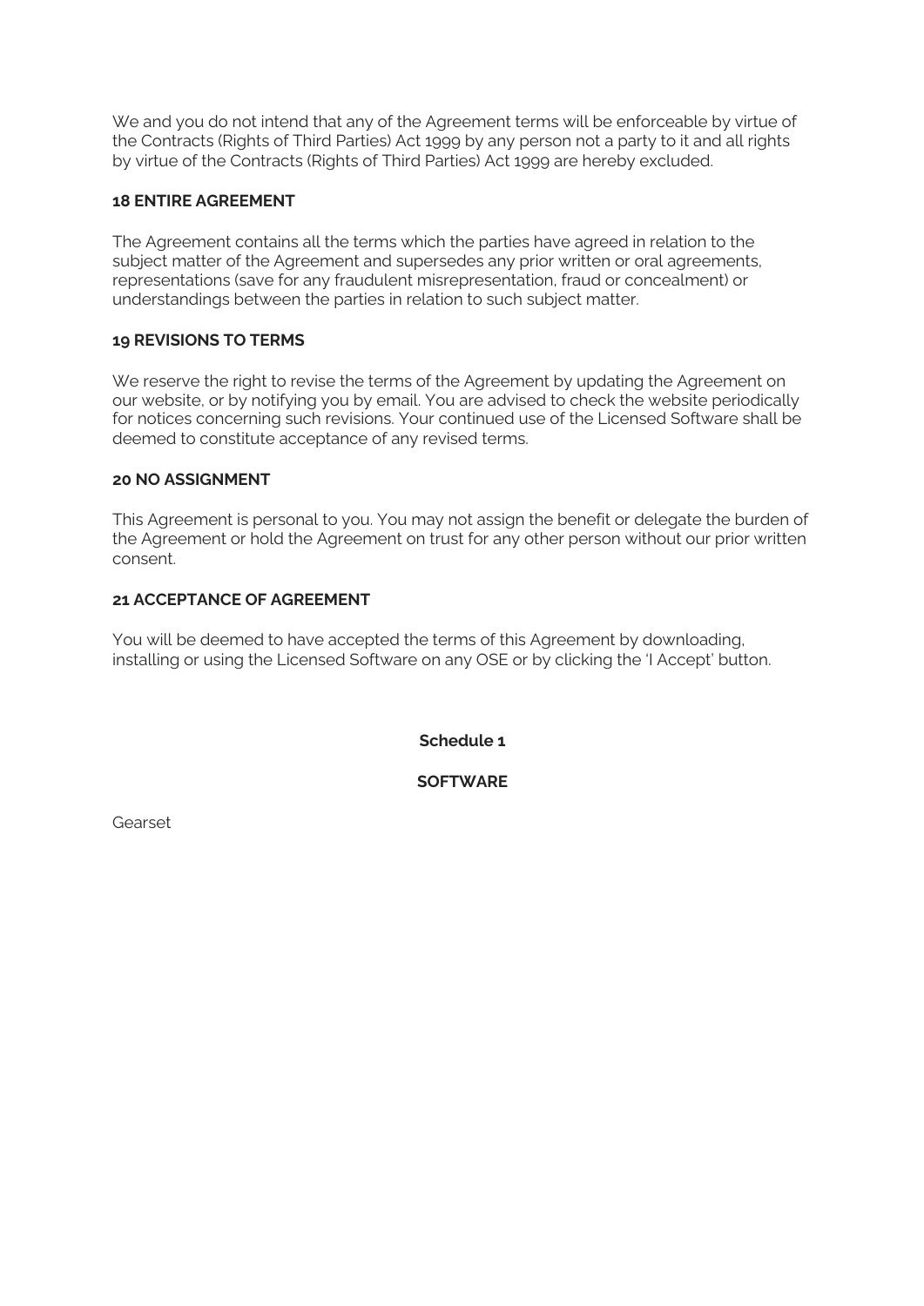We and you do not intend that any of the Agreement terms will be enforceable by virtue of the Contracts (Rights of Third Parties) Act 1999 by any person not a party to it and all rights by virtue of the Contracts (Rights of Third Parties) Act 1999 are hereby excluded.

**18 ENTIRE AGREEMENT**

The Agreement contains all the terms which the parties have agreed in relation to the subject matter of the Agreement and supersedes any prior written or oral agreements, representations (save for any fraudulent misrepresentation, fraud or concealment) or understandings between the parties in relation to such subject matter.

**19 REVISIONS TO TERMS**

We reserve the right to revise the terms of the Agreement by updating the Agreement on our website, or by notifying you by email. You are advised to check the website periodically for notices concerning such revisions. Your continued use of the Licensed Software shall be deemed to constitute acceptance of any revised terms.

**20 NO ASSIGNMENT**

This Agreement is personal to you. You may not assign the benefit or delegate the burden of the Agreement or hold the Agreement on trust for any other person without our prior written consent.

**21 ACCEPTANCE OF AGREEMENT**

You will be deemed to have accepted the terms of this Agreement by downloading, installing or using the Licensed Software on any OSE or by clicking the 'I Accept' button.

**Schedule 1**

**SOFTWARE**

Gearset